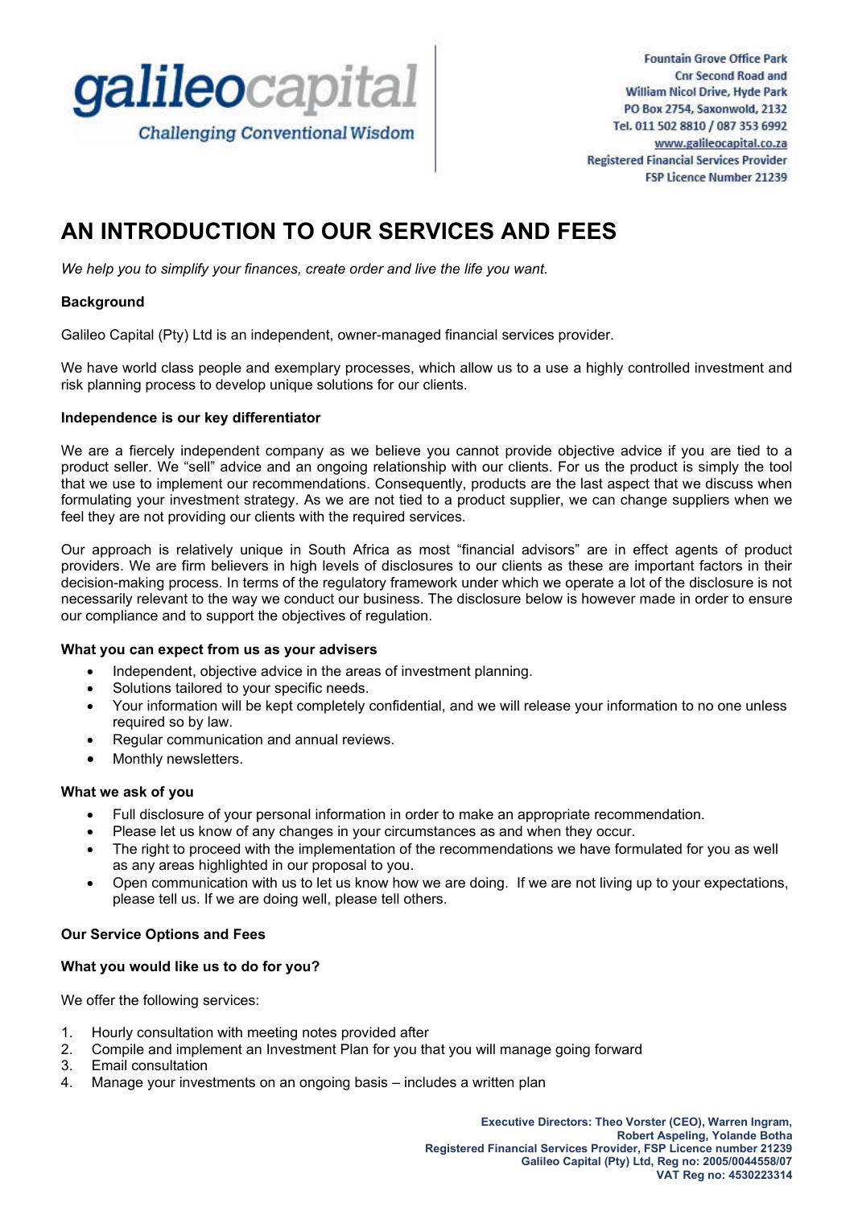galileocapital

*Challenging Conventional Wisdom*

Fountain Grove Office Park
Cnr Second Road and
William Nicol Drive, Hyde Park
PO Box 2754, Saxonwold, 2132
Tel. 011 502 8810 / 087 353 6992
www.galileocapital.co.za
Registered Financial Services Provider
FSP Licence Number 21239

# AN INTRODUCTION TO OUR SERVICES AND FEES

*We help you to simplify your finances, create order and live the life you want.*

**Background**

Galileo Capital (Pty) Ltd is an independent, owner-managed financial services provider.

We have world class people and exemplary processes, which allow us to a use a highly controlled investment and risk planning process to develop unique solutions for our clients.

**Independence is our key differentiator**

We are a fiercely independent company as we believe you cannot provide objective advice if you are tied to a product seller. We "sell" advice and an ongoing relationship with our clients. For us the product is simply the tool that we use to implement our recommendations. Consequently, products are the last aspect that we discuss when formulating your investment strategy. As we are not tied to a product supplier, we can change suppliers when we feel they are not providing our clients with the required services.

Our approach is relatively unique in South Africa as most "financial advisors" are in effect agents of product providers. We are firm believers in high levels of disclosures to our clients as these are important factors in their decision-making process. In terms of the regulatory framework under which we operate a lot of the disclosure is not necessarily relevant to the way we conduct our business. The disclosure below is however made in order to ensure our compliance and to support the objectives of regulation.

**What you can expect from us as your advisers**

- Independent, objective advice in the areas of investment planning.
- Solutions tailored to your specific needs.
- Your information will be kept completely confidential, and we will release your information to no one unless required so by law.
- Regular communication and annual reviews.
- Monthly newsletters.

**What we ask of you**

- Full disclosure of your personal information in order to make an appropriate recommendation.
- Please let us know of any changes in your circumstances as and when they occur.
- The right to proceed with the implementation of the recommendations we have formulated for you as well as any areas highlighted in our proposal to you.
- Open communication with us to let us know how we are doing. If we are not living up to your expectations, please tell us. If we are doing well, please tell others.

**Our Service Options and Fees**

**What you would like us to do for you?**

We offer the following services:

1. Hourly consultation with meeting notes provided after
2. Compile and implement an Investment Plan for you that you will manage going forward
3. Email consultation
4. Manage your investments on an ongoing basis – includes a written plan

**Executive Directors: Theo Vorster (CEO), Warren Ingram, Robert Aspeling, Yolande Botha**
**Registered Financial Services Provider, FSP Licence number 21239**
**Galileo Capital (Pty) Ltd, Reg no: 2005/0044558/07**
**VAT Reg no: 4530223314**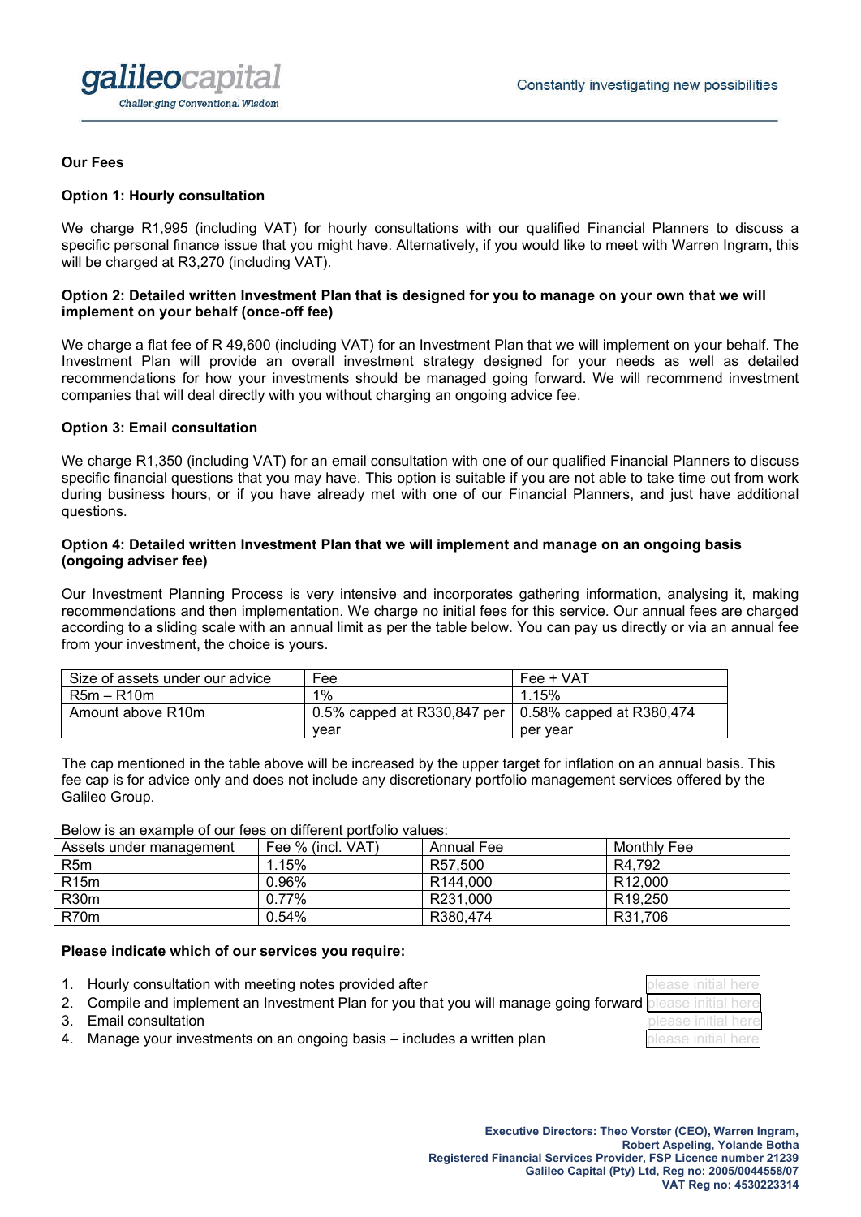**Our Fees**

**Option 1: Hourly consultation**

We charge R1,995 (including VAT) for hourly consultations with our qualified Financial Planners to discuss a specific personal finance issue that you might have. Alternatively, if you would like to meet with Warren Ingram, this will be charged at R3,270 (including VAT).

**Option 2: Detailed written Investment Plan that is designed for you to manage on your own that we will implement on your behalf (once-off fee)**

We charge a flat fee of R 49,600 (including VAT) for an Investment Plan that we will implement on your behalf. The Investment Plan will provide an overall investment strategy designed for your needs as well as detailed recommendations for how your investments should be managed going forward. We will recommend investment companies that will deal directly with you without charging an ongoing advice fee.

**Option 3: Email consultation**

We charge R1,350 (including VAT) for an email consultation with one of our qualified Financial Planners to discuss specific financial questions that you may have. This option is suitable if you are not able to take time out from work during business hours, or if you have already met with one of our Financial Planners, and just have additional questions.

**Option 4: Detailed written Investment Plan that we will implement and manage on an ongoing basis (ongoing adviser fee)**

Our Investment Planning Process is very intensive and incorporates gathering information, analysing it, making recommendations and then implementation. We charge no initial fees for this service. Our annual fees are charged according to a sliding scale with an annual limit as per the table below. You can pay us directly or via an annual fee from your investment, the choice is yours.

| Size of assets under our advice | Fee | Fee + VAT |
|---|---|---|
| R5m – R10m | 1% | 1.15% |
| Amount above R10m | 0.5% capped at R330,847 per year | 0.58% capped at R380,474 per year |

The cap mentioned in the table above will be increased by the upper target for inflation on an annual basis. This fee cap is for advice only and does not include any discretionary portfolio management services offered by the Galileo Group.

Below is an example of our fees on different portfolio values:

| Assets under management | Fee % (incl. VAT) | Annual Fee | Monthly Fee |
|---|---|---|---|
| R5m | 1.15% | R57,500 | R4,792 |
| R15m | 0.96% | R144,000 | R12,000 |
| R30m | 0.77% | R231,000 | R19,250 |
| R70m | 0.54% | R380,474 | R31,706 |

**Please indicate which of our services you require:**

1. Hourly consultation with meeting notes provided after — please initial here
2. Compile and implement an Investment Plan for you that you will manage going forward — please initial here
3. Email consultation — please initial here
4. Manage your investments on an ongoing basis – includes a written plan — please initial here

**Executive Directors: Theo Vorster (CEO), Warren Ingram, Robert Aspeling, Yolande Botha**
**Registered Financial Services Provider, FSP Licence number 21239**
**Galileo Capital (Pty) Ltd, Reg no: 2005/0044558/07**
**VAT Reg no: 4530223314**